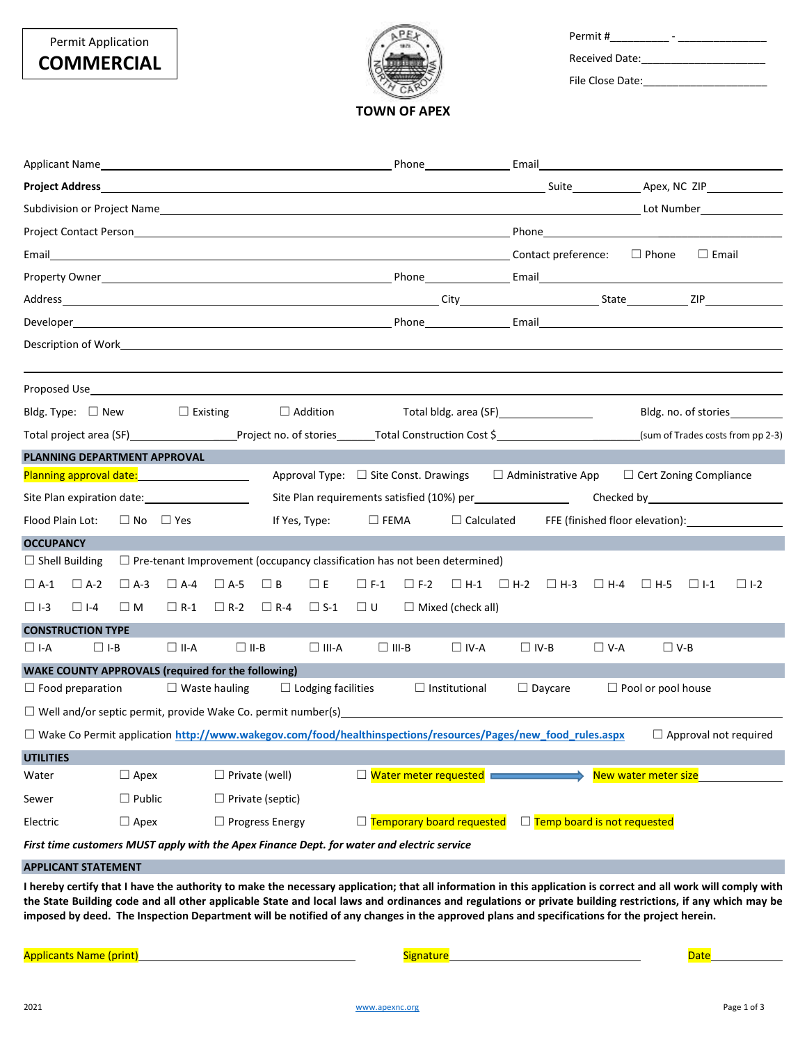Permit Application
**COMMERCIAL**

**TOWN OF APEX**

Permit #__________ - ________________

Received Date:______________________

File Close Date:______________________

Applicant Name______________________________ Phone______________ Email______________________

**Project Address**______________________________ Suite____________ Apex, NC ZIP__________

Subdivision or Project Name______________________________ Lot Number__________

Project Contact Person______________________________ Phone______________________

Email______________________________ Contact preference: ☐ Phone ☐ Email

Property Owner______________________________ Phone______________ Email______________________

Address______________________________ City______________ State________ ZIP__________

Developer______________________________ Phone______________ Email______________________

Description of Work____________________________________________________________

____________________________________________________________

Proposed Use____________________________________________________________

Bldg. Type: ☐ New ☐ Existing ☐ Addition Total bldg. area (SF)______________ Bldg. no. of stories__________

Total project area (SF)______________ Project no. of stories______ Total Construction Cost $______________________ (sum of Trades costs from pp 2-3)

## PLANNING DEPARTMENT APPROVAL

Planning approval date:__________________ Approval Type: ☐ Site Const. Drawings ☐ Administrative App ☐ Cert Zoning Compliance

Site Plan expiration date:__________________ Site Plan requirements satisfied (10%) per______________ Checked by__________________

Flood Plain Lot: ☐ No ☐ Yes If Yes, Type: ☐ FEMA ☐ Calculated FFE (finished floor elevation):______________

## OCCUPANCY

☐ Shell Building ☐ Pre-tenant Improvement (occupancy classification has not been determined)

☐ A-1 ☐ A-2 ☐ A-3 ☐ A-4 ☐ A-5 ☐ B ☐ E ☐ F-1 ☐ F-2 ☐ H-1 ☐ H-2 ☐ H-3 ☐ H-4 ☐ H-5 ☐ I-1 ☐ I-2

☐ I-3 ☐ I-4 ☐ M ☐ R-1 ☐ R-2 ☐ R-4 ☐ S-1 ☐ U ☐ Mixed (check all)

## CONSTRUCTION TYPE

☐ I-A ☐ I-B ☐ II-A ☐ II-B ☐ III-A ☐ III-B ☐ IV-A ☐ IV-B ☐ V-A ☐ V-B

## WAKE COUNTY APPROVALS (required for the following)

☐ Food preparation ☐ Waste hauling ☐ Lodging facilities ☐ Institutional ☐ Daycare ☐ Pool or pool house

☐ Well and/or septic permit, provide Wake Co. permit number(s)______________________________

☐ Wake Co Permit application http://www.wakegov.com/food/healthinspections/resources/Pages/new_food_rules.aspx ☐ Approval not required

## UTILITIES

Water ☐ Apex ☐ Private (well) ☐ Water meter requested → New water meter size__________

Sewer ☐ Public ☐ Private (septic)

Electric ☐ Apex ☐ Progress Energy ☐ Temporary board requested ☐ Temp board is not requested

***First time customers MUST apply with the Apex Finance Dept. for water and electric service***

## APPLICANT STATEMENT

**I hereby certify that I have the authority to make the necessary application; that all information in this application is correct and all work will comply with the State Building code and all other applicable State and local laws and ordinances and regulations or private building restrictions, if any which may be imposed by deed. The Inspection Department will be notified of any changes in the approved plans and specifications for the project herein.**

Applicants Name (print)______________________________ Signature______________________________ Date______________

2021 www.apexnc.org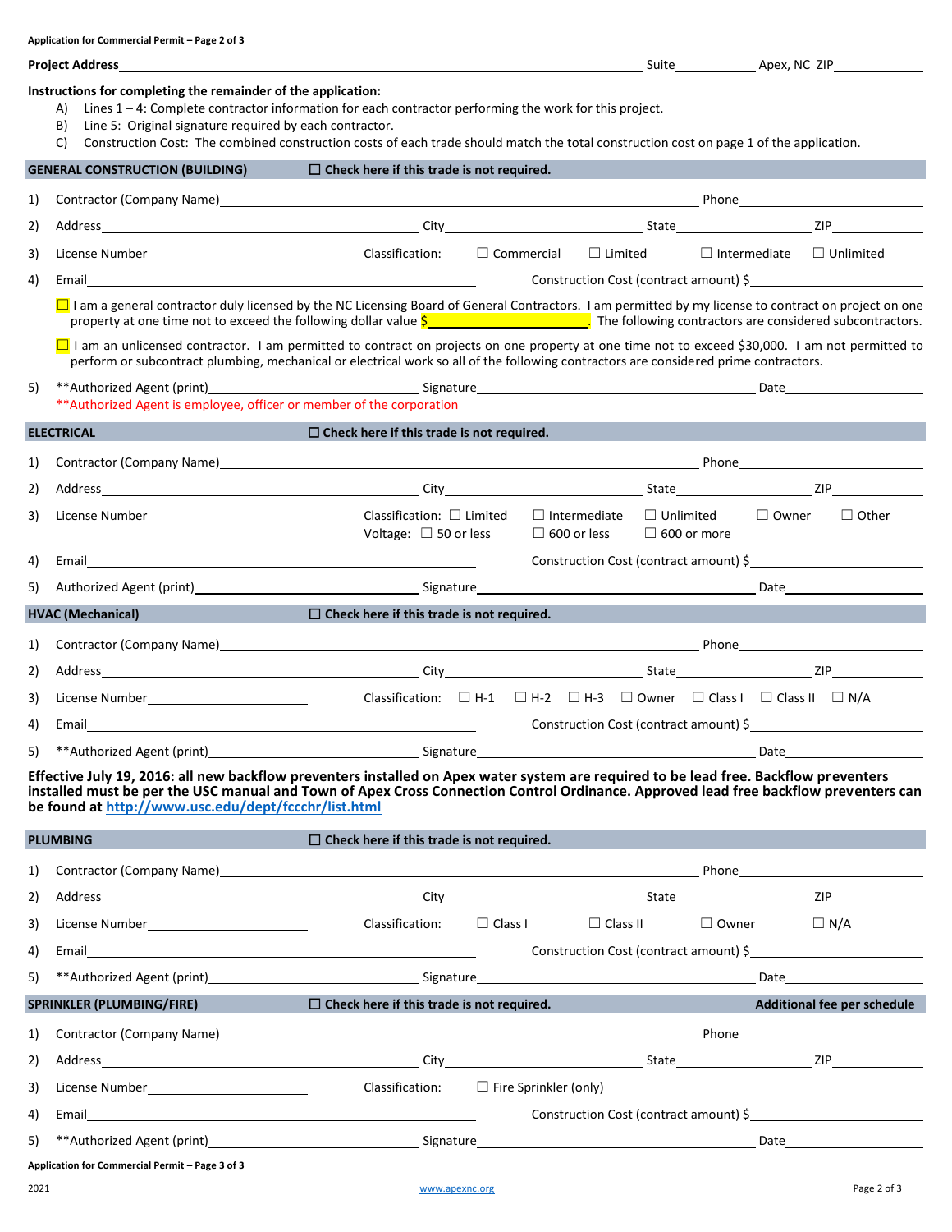**Application for Commercial Permit – Page 2 of 3**

**Project Address**\_\_\_\_\_\_\_\_\_\_\_\_\_\_\_\_\_\_\_\_\_\_\_\_\_\_\_\_ Suite\_\_\_\_\_\_\_\_ Apex, NC ZIP\_\_\_\_\_\_\_\_

**Instructions for completing the remainder of the application:**

A) Lines 1 – 4: Complete contractor information for each contractor performing the work for this project.
B) Line 5: Original signature required by each contractor.
C) Construction Cost: The combined construction costs of each trade should match the total construction cost on page 1 of the application.

## GENERAL CONSTRUCTION (BUILDING) ☐ Check here if this trade is not required.

1) Contractor (Company Name)\_\_\_\_\_\_\_\_\_\_\_\_\_\_\_\_\_\_\_\_ Phone\_\_\_\_\_\_\_\_\_\_
2) Address\_\_\_\_\_\_\_\_\_\_\_\_\_\_\_\_ City\_\_\_\_\_\_\_\_\_\_ State\_\_\_\_\_\_\_\_ ZIP\_\_\_\_\_\_\_\_
3) License Number\_\_\_\_\_\_\_\_\_\_ Classification: ☐ Commercial ☐ Limited ☐ Intermediate ☐ Unlimited
4) Email\_\_\_\_\_\_\_\_\_\_\_\_\_\_\_\_ Construction Cost (contract amount) $\_\_\_\_\_\_\_\_\_\_

☐ I am a general contractor duly licensed by the NC Licensing Board of General Contractors. I am permitted by my license to contract on project on one property at one time not to exceed the following dollar value $\_\_\_\_\_\_\_\_\_\_. The following contractors are considered subcontractors.

☐ I am an unlicensed contractor. I am permitted to contract on projects on one property at one time not to exceed $30,000. I am not permitted to perform or subcontract plumbing, mechanical or electrical work so all of the following contractors are considered prime contractors.

5) \*\*Authorized Agent (print)\_\_\_\_\_\_\_\_\_\_\_\_\_\_\_\_ Signature\_\_\_\_\_\_\_\_\_\_\_\_\_\_\_\_ Date\_\_\_\_\_\_\_\_\_\_

\*\*Authorized Agent is employee, officer or member of the corporation

## ELECTRICAL ☐ Check here if this trade is not required.

1) Contractor (Company Name)\_\_\_\_\_\_\_\_\_\_\_\_\_\_\_\_\_\_\_\_ Phone\_\_\_\_\_\_\_\_\_\_
2) Address\_\_\_\_\_\_\_\_\_\_\_\_\_\_\_\_ City\_\_\_\_\_\_\_\_\_\_ State\_\_\_\_\_\_\_\_ ZIP\_\_\_\_\_\_\_\_
3) License Number\_\_\_\_\_\_\_\_\_\_ Classification: ☐ Limited ☐ Intermediate ☐ Unlimited ☐ Owner ☐ Other
   Voltage: ☐ 50 or less ☐ 600 or less ☐ 600 or more
4) Email\_\_\_\_\_\_\_\_\_\_\_\_\_\_\_\_ Construction Cost (contract amount) $\_\_\_\_\_\_\_\_\_\_
5) Authorized Agent (print)\_\_\_\_\_\_\_\_\_\_\_\_\_\_\_\_ Signature\_\_\_\_\_\_\_\_\_\_\_\_\_\_\_\_ Date\_\_\_\_\_\_\_\_\_\_

## HVAC (Mechanical) ☐ Check here if this trade is not required.

1) Contractor (Company Name)\_\_\_\_\_\_\_\_\_\_\_\_\_\_\_\_\_\_\_\_ Phone\_\_\_\_\_\_\_\_\_\_
2) Address\_\_\_\_\_\_\_\_\_\_\_\_\_\_\_\_ City\_\_\_\_\_\_\_\_\_\_ State\_\_\_\_\_\_\_\_ ZIP\_\_\_\_\_\_\_\_
3) License Number\_\_\_\_\_\_\_\_\_\_ Classification: ☐ H-1 ☐ H-2 ☐ H-3 ☐ Owner ☐ Class I ☐ Class II ☐ N/A
4) Email\_\_\_\_\_\_\_\_\_\_\_\_\_\_\_\_ Construction Cost (contract amount) $\_\_\_\_\_\_\_\_\_\_
5) \*\*Authorized Agent (print)\_\_\_\_\_\_\_\_\_\_\_\_\_\_\_\_ Signature\_\_\_\_\_\_\_\_\_\_\_\_\_\_\_\_ Date\_\_\_\_\_\_\_\_\_\_

**Effective July 19, 2016: all new backflow preventers installed on Apex water system are required to be lead free. Backflow preventers installed must be per the USC manual and Town of Apex Cross Connection Control Ordinance. Approved lead free backflow preventers can be found at http://www.usc.edu/dept/fccchr/list.html**

## PLUMBING ☐ Check here if this trade is not required.

1) Contractor (Company Name)\_\_\_\_\_\_\_\_\_\_\_\_\_\_\_\_\_\_\_\_ Phone\_\_\_\_\_\_\_\_\_\_
2) Address\_\_\_\_\_\_\_\_\_\_\_\_\_\_\_\_ City\_\_\_\_\_\_\_\_\_\_ State\_\_\_\_\_\_\_\_ ZIP\_\_\_\_\_\_\_\_
3) License Number\_\_\_\_\_\_\_\_\_\_ Classification: ☐ Class I ☐ Class II ☐ Owner ☐ N/A
4) Email\_\_\_\_\_\_\_\_\_\_\_\_\_\_\_\_ Construction Cost (contract amount) $\_\_\_\_\_\_\_\_\_\_
5) \*\*Authorized Agent (print)\_\_\_\_\_\_\_\_\_\_\_\_\_\_\_\_ Signature\_\_\_\_\_\_\_\_\_\_\_\_\_\_\_\_ Date\_\_\_\_\_\_\_\_\_\_

## SPRINKLER (PLUMBING/FIRE) ☐ Check here if this trade is not required. Additional fee per schedule

1) Contractor (Company Name)\_\_\_\_\_\_\_\_\_\_\_\_\_\_\_\_\_\_\_\_ Phone\_\_\_\_\_\_\_\_\_\_
2) Address\_\_\_\_\_\_\_\_\_\_\_\_\_\_\_\_ City\_\_\_\_\_\_\_\_\_\_ State\_\_\_\_\_\_\_\_ ZIP\_\_\_\_\_\_\_\_
3) License Number\_\_\_\_\_\_\_\_\_\_ Classification: ☐ Fire Sprinkler (only)
4) Email\_\_\_\_\_\_\_\_\_\_\_\_\_\_\_\_ Construction Cost (contract amount) $\_\_\_\_\_\_\_\_\_\_
5) \*\*Authorized Agent (print)\_\_\_\_\_\_\_\_\_\_\_\_\_\_\_\_ Signature\_\_\_\_\_\_\_\_\_\_\_\_\_\_\_\_ Date\_\_\_\_\_\_\_\_\_\_

**Application for Commercial Permit – Page 3 of 3**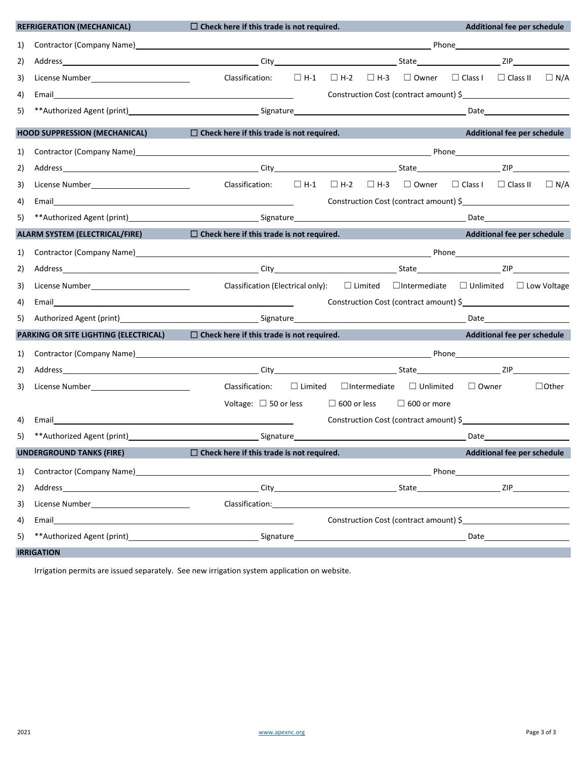## REFRIGERATION (MECHANICAL) ☐ Check here if this trade is not required. Additional fee per schedule

1) Contractor (Company Name)\_\_\_\_\_\_\_\_\_\_ Phone\_\_\_\_\_\_\_\_\_\_

2) Address\_\_\_\_\_\_\_\_\_\_ City\_\_\_\_\_\_\_\_\_\_ State\_\_\_\_\_\_\_\_\_\_ ZIP\_\_\_\_\_\_\_\_\_\_

3) License Number\_\_\_\_\_\_\_\_\_\_ Classification: ☐ H-1 ☐ H-2 ☐ H-3 ☐ Owner ☐ Class I ☐ Class II ☐ N/A

4) Email\_\_\_\_\_\_\_\_\_\_ Construction Cost (contract amount) $\_\_\_\_\_\_\_\_\_\_

5) **Authorized Agent (print)\_\_\_\_\_\_\_\_\_\_ Signature\_\_\_\_\_\_\_\_\_\_ Date\_\_\_\_\_\_\_\_\_\_

## HOOD SUPPRESSION (MECHANICAL) ☐ Check here if this trade is not required. Additional fee per schedule

1) Contractor (Company Name)\_\_\_\_\_\_\_\_\_\_ Phone\_\_\_\_\_\_\_\_\_\_

2) Address\_\_\_\_\_\_\_\_\_\_ City\_\_\_\_\_\_\_\_\_\_ State\_\_\_\_\_\_\_\_\_\_ ZIP\_\_\_\_\_\_\_\_\_\_

3) License Number\_\_\_\_\_\_\_\_\_\_ Classification: ☐ H-1 ☐ H-2 ☐ H-3 ☐ Owner ☐ Class I ☐ Class II ☐ N/A

4) Email\_\_\_\_\_\_\_\_\_\_ Construction Cost (contract amount) $\_\_\_\_\_\_\_\_\_\_

5) **Authorized Agent (print)\_\_\_\_\_\_\_\_\_\_ Signature\_\_\_\_\_\_\_\_\_\_ Date\_\_\_\_\_\_\_\_\_\_

## ALARM SYSTEM (ELECTRICAL/FIRE) ☐ Check here if this trade is not required. Additional fee per schedule

1) Contractor (Company Name)\_\_\_\_\_\_\_\_\_\_ Phone\_\_\_\_\_\_\_\_\_\_

2) Address\_\_\_\_\_\_\_\_\_\_ City\_\_\_\_\_\_\_\_\_\_ State\_\_\_\_\_\_\_\_\_\_ ZIP\_\_\_\_\_\_\_\_\_\_

3) License Number\_\_\_\_\_\_\_\_\_\_ Classification (Electrical only): ☐ Limited ☐Intermediate ☐ Unlimited ☐ Low Voltage

4) Email\_\_\_\_\_\_\_\_\_\_ Construction Cost (contract amount) $\_\_\_\_\_\_\_\_\_\_

5) Authorized Agent (print)\_\_\_\_\_\_\_\_\_\_ Signature\_\_\_\_\_\_\_\_\_\_ Date\_\_\_\_\_\_\_\_\_\_

## PARKING OR SITE LIGHTING (ELECTRICAL) ☐ Check here if this trade is not required. Additional fee per schedule

1) Contractor (Company Name)\_\_\_\_\_\_\_\_\_\_ Phone\_\_\_\_\_\_\_\_\_\_

2) Address\_\_\_\_\_\_\_\_\_\_ City\_\_\_\_\_\_\_\_\_\_ State\_\_\_\_\_\_\_\_\_\_ ZIP\_\_\_\_\_\_\_\_\_\_

3) License Number\_\_\_\_\_\_\_\_\_\_ Classification: ☐ Limited ☐Intermediate ☐ Unlimited ☐ Owner ☐Other

Voltage: ☐ 50 or less ☐ 600 or less ☐ 600 or more

4) Email\_\_\_\_\_\_\_\_\_\_ Construction Cost (contract amount) $\_\_\_\_\_\_\_\_\_\_

5) **Authorized Agent (print)\_\_\_\_\_\_\_\_\_\_ Signature\_\_\_\_\_\_\_\_\_\_ Date\_\_\_\_\_\_\_\_\_\_

## UNDERGROUND TANKS (FIRE) ☐ Check here if this trade is not required. Additional fee per schedule

1) Contractor (Company Name)\_\_\_\_\_\_\_\_\_\_ Phone\_\_\_\_\_\_\_\_\_\_

2) Address\_\_\_\_\_\_\_\_\_\_ City\_\_\_\_\_\_\_\_\_\_ State\_\_\_\_\_\_\_\_\_\_ ZIP\_\_\_\_\_\_\_\_\_\_

3) License Number\_\_\_\_\_\_\_\_\_\_ Classification:\_\_\_\_\_\_\_\_\_\_

4) Email\_\_\_\_\_\_\_\_\_\_ Construction Cost (contract amount) $\_\_\_\_\_\_\_\_\_\_

5) **Authorized Agent (print)\_\_\_\_\_\_\_\_\_\_ Signature\_\_\_\_\_\_\_\_\_\_ Date\_\_\_\_\_\_\_\_\_\_

## IRRIGATION

Irrigation permits are issued separately. See new irrigation system application on website.

2021 www.apexnc.org